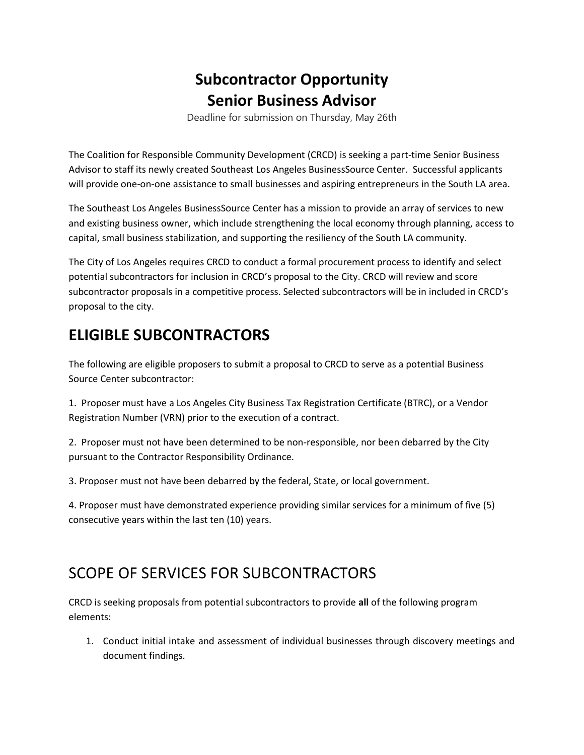# Subcontractor Opportunity
# Senior Business Advisor

Deadline for submission on Thursday, May 26th

The Coalition for Responsible Community Development (CRCD) is seeking a part-time Senior Business Advisor to staff its newly created Southeast Los Angeles BusinessSource Center. Successful applicants will provide one-on-one assistance to small businesses and aspiring entrepreneurs in the South LA area.

The Southeast Los Angeles BusinessSource Center has a mission to provide an array of services to new and existing business owner, which include strengthening the local economy through planning, access to capital, small business stabilization, and supporting the resiliency of the South LA community.

The City of Los Angeles requires CRCD to conduct a formal procurement process to identify and select potential subcontractors for inclusion in CRCD's proposal to the City. CRCD will review and score subcontractor proposals in a competitive process. Selected subcontractors will be in included in CRCD's proposal to the city.

## ELIGIBLE SUBCONTRACTORS

The following are eligible proposers to submit a proposal to CRCD to serve as a potential Business Source Center subcontractor:

1. Proposer must have a Los Angeles City Business Tax Registration Certificate (BTRC), or a Vendor Registration Number (VRN) prior to the execution of a contract.

2. Proposer must not have been determined to be non-responsible, nor been debarred by the City pursuant to the Contractor Responsibility Ordinance.

3. Proposer must not have been debarred by the federal, State, or local government.

4. Proposer must have demonstrated experience providing similar services for a minimum of five (5) consecutive years within the last ten (10) years.

## SCOPE OF SERVICES FOR SUBCONTRACTORS

CRCD is seeking proposals from potential subcontractors to provide **all** of the following program elements:

1. Conduct initial intake and assessment of individual businesses through discovery meetings and document findings.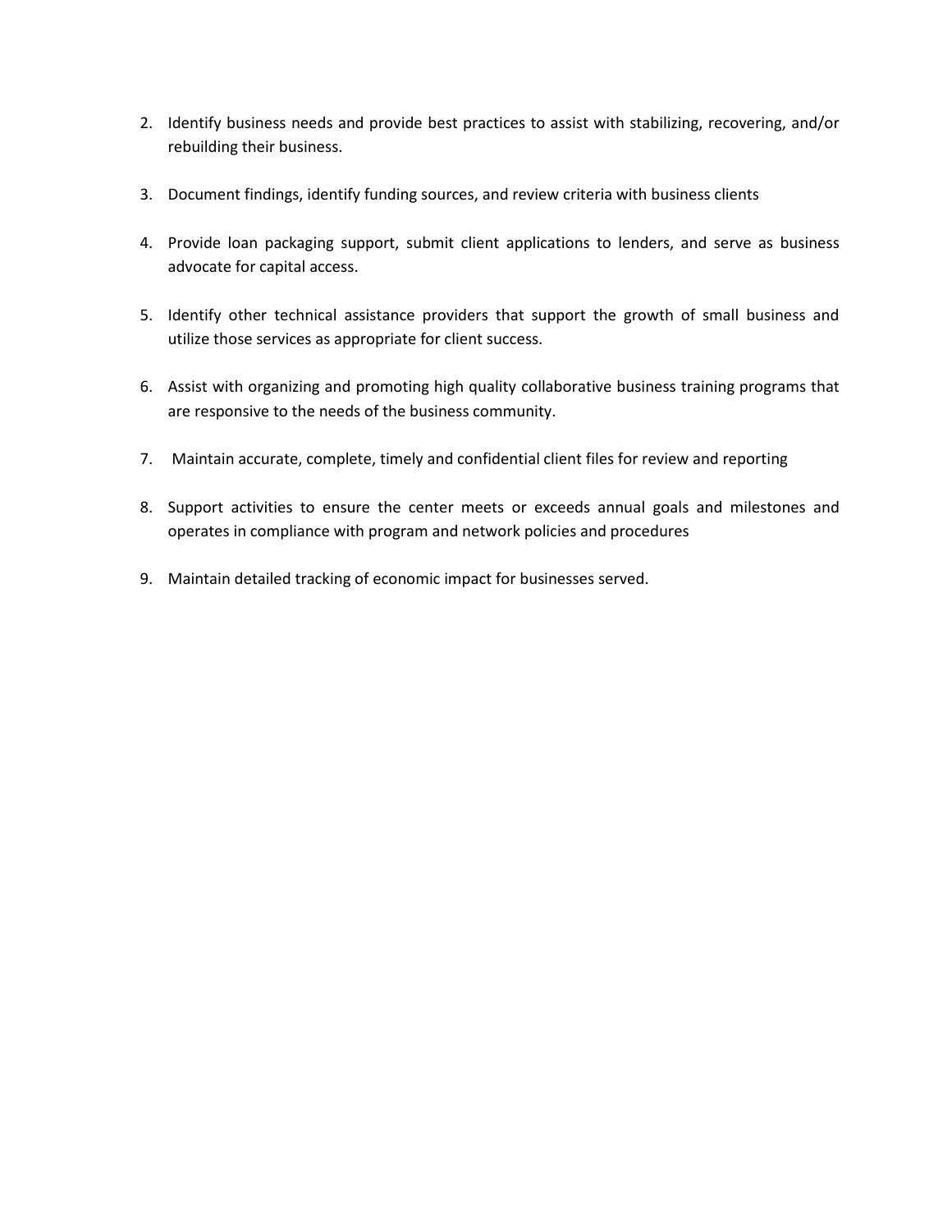2. Identify business needs and provide best practices to assist with stabilizing, recovering, and/or rebuilding their business.

3. Document findings, identify funding sources, and review criteria with business clients

4. Provide loan packaging support, submit client applications to lenders, and serve as business advocate for capital access.

5. Identify other technical assistance providers that support the growth of small business and utilize those services as appropriate for client success.

6. Assist with organizing and promoting high quality collaborative business training programs that are responsive to the needs of the business community.

7. Maintain accurate, complete, timely and confidential client files for review and reporting

8. Support activities to ensure the center meets or exceeds annual goals and milestones and operates in compliance with program and network policies and procedures

9. Maintain detailed tracking of economic impact for businesses served.